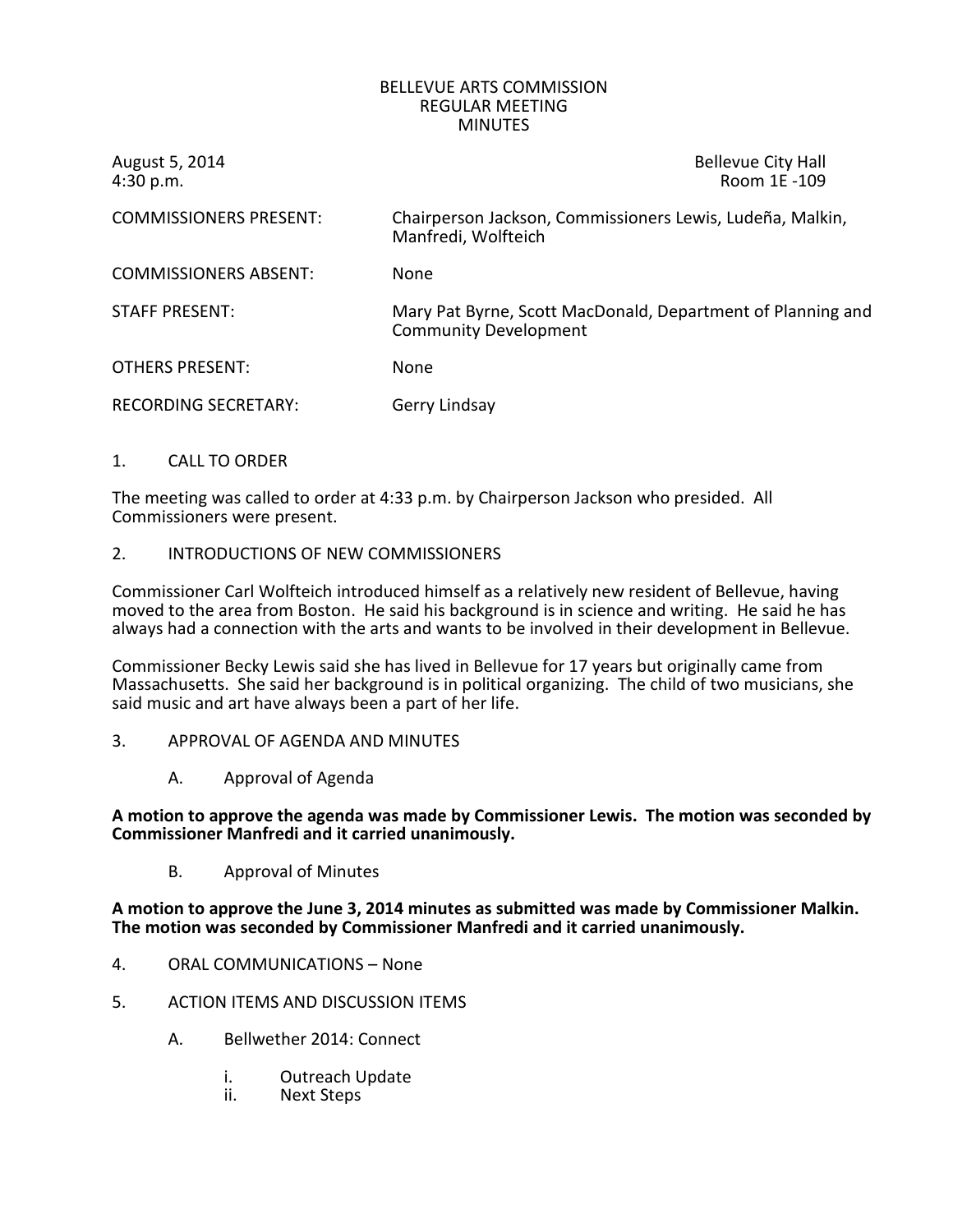# BELLEVUE ARTS COMMISSION
## REGULAR MEETING
## MINUTES

August 5, 2014 — Bellevue City Hall
4:30 p.m. — Room 1E -109

| | |
|---|---|
| COMMISSIONERS PRESENT: | Chairperson Jackson, Commissioners Lewis, Ludeña, Malkin, Manfredi, Wolfteich |
| COMMISSIONERS ABSENT: | None |
| STAFF PRESENT: | Mary Pat Byrne, Scott MacDonald, Department of Planning and Community Development |
| OTHERS PRESENT: | None |
| RECORDING SECRETARY: | Gerry Lindsay |

1. CALL TO ORDER

The meeting was called to order at 4:33 p.m. by Chairperson Jackson who presided. All Commissioners were present.

2. INTRODUCTIONS OF NEW COMMISSIONERS

Commissioner Carl Wolfteich introduced himself as a relatively new resident of Bellevue, having moved to the area from Boston. He said his background is in science and writing. He said he has always had a connection with the arts and wants to be involved in their development in Bellevue.

Commissioner Becky Lewis said she has lived in Bellevue for 17 years but originally came from Massachusetts. She said her background is in political organizing. The child of two musicians, she said music and art have always been a part of her life.

3. APPROVAL OF AGENDA AND MINUTES

   A. Approval of Agenda

**A motion to approve the agenda was made by Commissioner Lewis. The motion was seconded by Commissioner Manfredi and it carried unanimously.**

   B. Approval of Minutes

**A motion to approve the June 3, 2014 minutes as submitted was made by Commissioner Malkin. The motion was seconded by Commissioner Manfredi and it carried unanimously.**

4. ORAL COMMUNICATIONS – None

5. ACTION ITEMS AND DISCUSSION ITEMS

   A. Bellwether 2014: Connect

      i. Outreach Update
      ii. Next Steps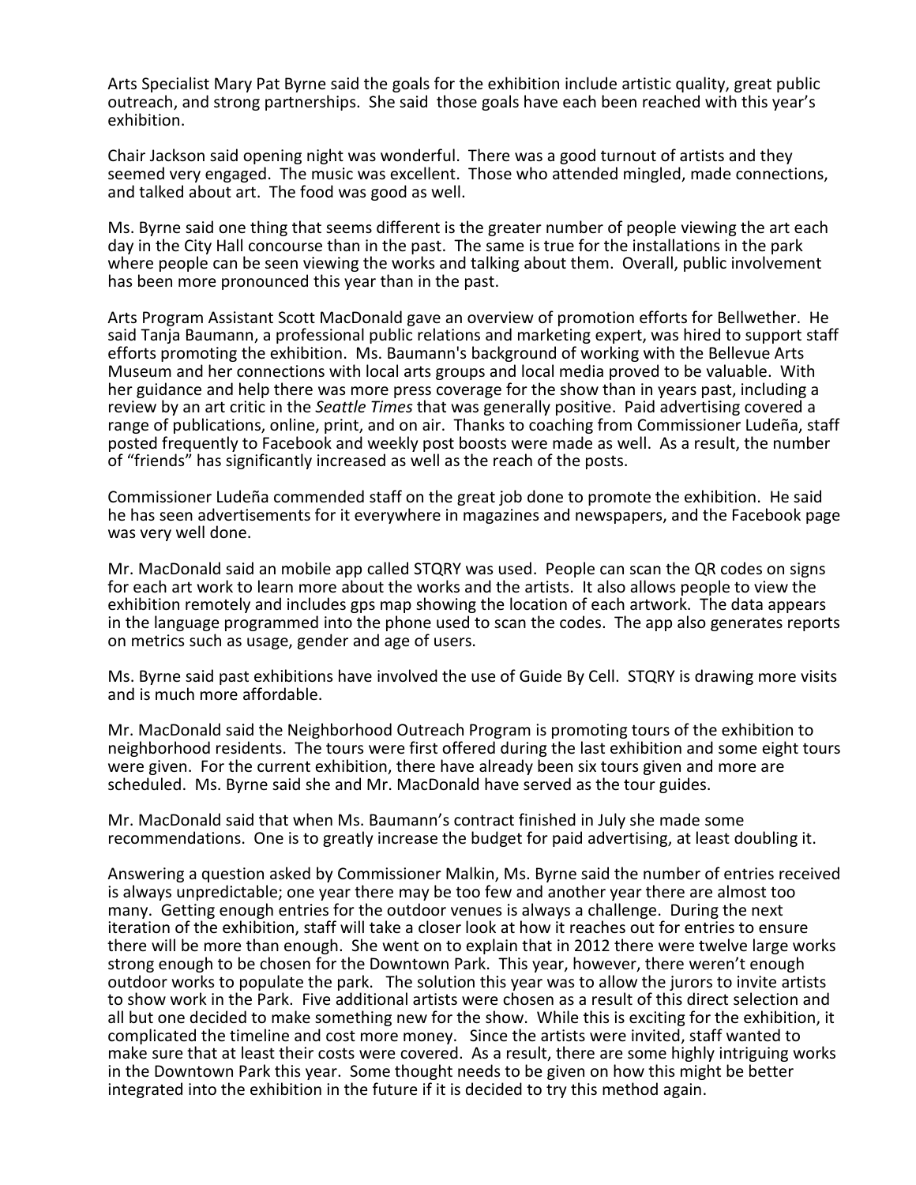Arts Specialist Mary Pat Byrne said the goals for the exhibition include artistic quality, great public outreach, and strong partnerships. She said those goals have each been reached with this year's exhibition.

Chair Jackson said opening night was wonderful. There was a good turnout of artists and they seemed very engaged. The music was excellent. Those who attended mingled, made connections, and talked about art. The food was good as well.

Ms. Byrne said one thing that seems different is the greater number of people viewing the art each day in the City Hall concourse than in the past. The same is true for the installations in the park where people can be seen viewing the works and talking about them. Overall, public involvement has been more pronounced this year than in the past.

Arts Program Assistant Scott MacDonald gave an overview of promotion efforts for Bellwether. He said Tanja Baumann, a professional public relations and marketing expert, was hired to support staff efforts promoting the exhibition. Ms. Baumann's background of working with the Bellevue Arts Museum and her connections with local arts groups and local media proved to be valuable. With her guidance and help there was more press coverage for the show than in years past, including a review by an art critic in the *Seattle Times* that was generally positive. Paid advertising covered a range of publications, online, print, and on air. Thanks to coaching from Commissioner Ludeña, staff posted frequently to Facebook and weekly post boosts were made as well. As a result, the number of "friends" has significantly increased as well as the reach of the posts.

Commissioner Ludeña commended staff on the great job done to promote the exhibition. He said he has seen advertisements for it everywhere in magazines and newspapers, and the Facebook page was very well done.

Mr. MacDonald said an mobile app called STQRY was used. People can scan the QR codes on signs for each art work to learn more about the works and the artists. It also allows people to view the exhibition remotely and includes gps map showing the location of each artwork. The data appears in the language programmed into the phone used to scan the codes. The app also generates reports on metrics such as usage, gender and age of users.

Ms. Byrne said past exhibitions have involved the use of Guide By Cell. STQRY is drawing more visits and is much more affordable.

Mr. MacDonald said the Neighborhood Outreach Program is promoting tours of the exhibition to neighborhood residents. The tours were first offered during the last exhibition and some eight tours were given. For the current exhibition, there have already been six tours given and more are scheduled. Ms. Byrne said she and Mr. MacDonald have served as the tour guides.

Mr. MacDonald said that when Ms. Baumann's contract finished in July she made some recommendations. One is to greatly increase the budget for paid advertising, at least doubling it.

Answering a question asked by Commissioner Malkin, Ms. Byrne said the number of entries received is always unpredictable; one year there may be too few and another year there are almost too many. Getting enough entries for the outdoor venues is always a challenge. During the next iteration of the exhibition, staff will take a closer look at how it reaches out for entries to ensure there will be more than enough. She went on to explain that in 2012 there were twelve large works strong enough to be chosen for the Downtown Park. This year, however, there weren't enough outdoor works to populate the park. The solution this year was to allow the jurors to invite artists to show work in the Park. Five additional artists were chosen as a result of this direct selection and all but one decided to make something new for the show. While this is exciting for the exhibition, it complicated the timeline and cost more money. Since the artists were invited, staff wanted to make sure that at least their costs were covered. As a result, there are some highly intriguing works in the Downtown Park this year. Some thought needs to be given on how this might be better integrated into the exhibition in the future if it is decided to try this method again.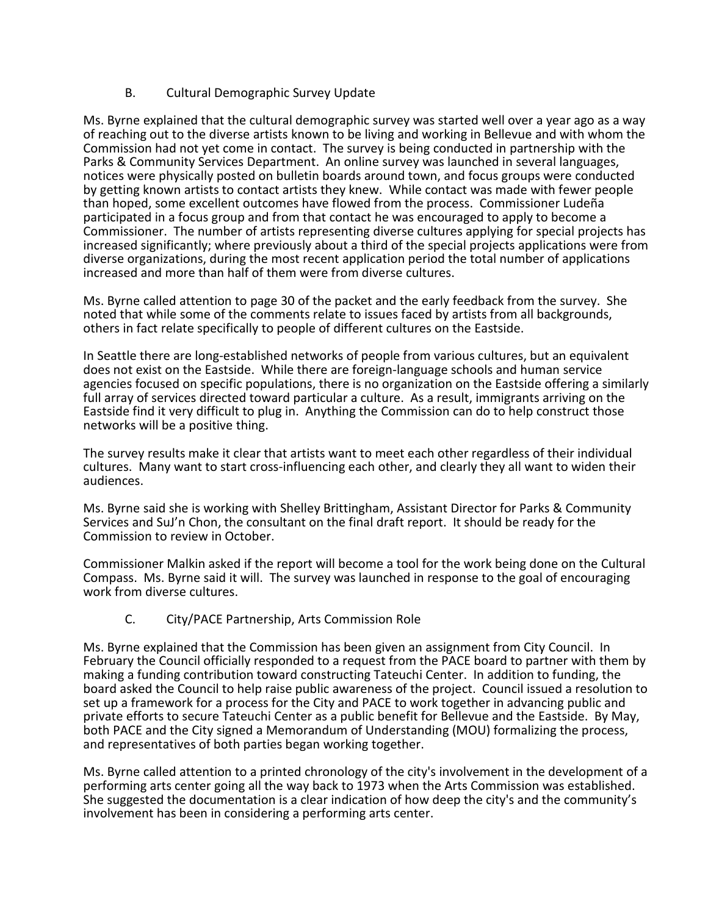B. Cultural Demographic Survey Update

Ms. Byrne explained that the cultural demographic survey was started well over a year ago as a way of reaching out to the diverse artists known to be living and working in Bellevue and with whom the Commission had not yet come in contact. The survey is being conducted in partnership with the Parks & Community Services Department. An online survey was launched in several languages, notices were physically posted on bulletin boards around town, and focus groups were conducted by getting known artists to contact artists they knew. While contact was made with fewer people than hoped, some excellent outcomes have flowed from the process. Commissioner Ludeña participated in a focus group and from that contact he was encouraged to apply to become a Commissioner. The number of artists representing diverse cultures applying for special projects has increased significantly; where previously about a third of the special projects applications were from diverse organizations, during the most recent application period the total number of applications increased and more than half of them were from diverse cultures.

Ms. Byrne called attention to page 30 of the packet and the early feedback from the survey. She noted that while some of the comments relate to issues faced by artists from all backgrounds, others in fact relate specifically to people of different cultures on the Eastside.

In Seattle there are long-established networks of people from various cultures, but an equivalent does not exist on the Eastside. While there are foreign-language schools and human service agencies focused on specific populations, there is no organization on the Eastside offering a similarly full array of services directed toward particular a culture. As a result, immigrants arriving on the Eastside find it very difficult to plug in. Anything the Commission can do to help construct those networks will be a positive thing.

The survey results make it clear that artists want to meet each other regardless of their individual cultures. Many want to start cross-influencing each other, and clearly they all want to widen their audiences.

Ms. Byrne said she is working with Shelley Brittingham, Assistant Director for Parks & Community Services and SuJ'n Chon, the consultant on the final draft report. It should be ready for the Commission to review in October.

Commissioner Malkin asked if the report will become a tool for the work being done on the Cultural Compass. Ms. Byrne said it will. The survey was launched in response to the goal of encouraging work from diverse cultures.

C. City/PACE Partnership, Arts Commission Role

Ms. Byrne explained that the Commission has been given an assignment from City Council. In February the Council officially responded to a request from the PACE board to partner with them by making a funding contribution toward constructing Tateuchi Center. In addition to funding, the board asked the Council to help raise public awareness of the project. Council issued a resolution to set up a framework for a process for the City and PACE to work together in advancing public and private efforts to secure Tateuchi Center as a public benefit for Bellevue and the Eastside. By May, both PACE and the City signed a Memorandum of Understanding (MOU) formalizing the process, and representatives of both parties began working together.

Ms. Byrne called attention to a printed chronology of the city's involvement in the development of a performing arts center going all the way back to 1973 when the Arts Commission was established. She suggested the documentation is a clear indication of how deep the city's and the community's involvement has been in considering a performing arts center.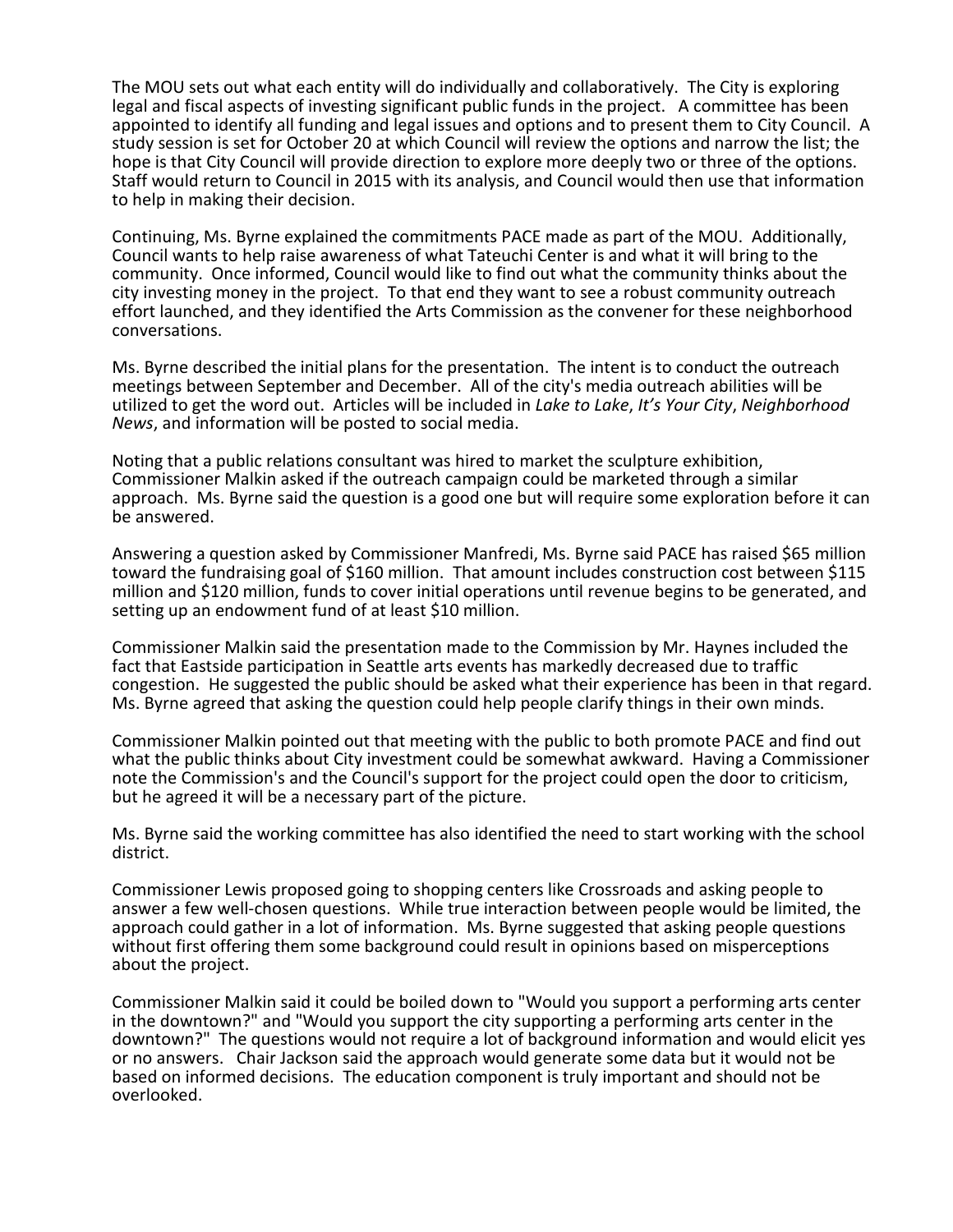The MOU sets out what each entity will do individually and collaboratively. The City is exploring legal and fiscal aspects of investing significant public funds in the project. A committee has been appointed to identify all funding and legal issues and options and to present them to City Council. A study session is set for October 20 at which Council will review the options and narrow the list; the hope is that City Council will provide direction to explore more deeply two or three of the options. Staff would return to Council in 2015 with its analysis, and Council would then use that information to help in making their decision.

Continuing, Ms. Byrne explained the commitments PACE made as part of the MOU. Additionally, Council wants to help raise awareness of what Tateuchi Center is and what it will bring to the community. Once informed, Council would like to find out what the community thinks about the city investing money in the project. To that end they want to see a robust community outreach effort launched, and they identified the Arts Commission as the convener for these neighborhood conversations.

Ms. Byrne described the initial plans for the presentation. The intent is to conduct the outreach meetings between September and December. All of the city's media outreach abilities will be utilized to get the word out. Articles will be included in *Lake to Lake*, *It's Your City*, *Neighborhood News*, and information will be posted to social media.

Noting that a public relations consultant was hired to market the sculpture exhibition, Commissioner Malkin asked if the outreach campaign could be marketed through a similar approach. Ms. Byrne said the question is a good one but will require some exploration before it can be answered.

Answering a question asked by Commissioner Manfredi, Ms. Byrne said PACE has raised $65 million toward the fundraising goal of $160 million. That amount includes construction cost between $115 million and $120 million, funds to cover initial operations until revenue begins to be generated, and setting up an endowment fund of at least $10 million.

Commissioner Malkin said the presentation made to the Commission by Mr. Haynes included the fact that Eastside participation in Seattle arts events has markedly decreased due to traffic congestion. He suggested the public should be asked what their experience has been in that regard. Ms. Byrne agreed that asking the question could help people clarify things in their own minds.

Commissioner Malkin pointed out that meeting with the public to both promote PACE and find out what the public thinks about City investment could be somewhat awkward. Having a Commissioner note the Commission's and the Council's support for the project could open the door to criticism, but he agreed it will be a necessary part of the picture.

Ms. Byrne said the working committee has also identified the need to start working with the school district.

Commissioner Lewis proposed going to shopping centers like Crossroads and asking people to answer a few well-chosen questions. While true interaction between people would be limited, the approach could gather in a lot of information. Ms. Byrne suggested that asking people questions without first offering them some background could result in opinions based on misperceptions about the project.

Commissioner Malkin said it could be boiled down to "Would you support a performing arts center in the downtown?" and "Would you support the city supporting a performing arts center in the downtown?" The questions would not require a lot of background information and would elicit yes or no answers. Chair Jackson said the approach would generate some data but it would not be based on informed decisions. The education component is truly important and should not be overlooked.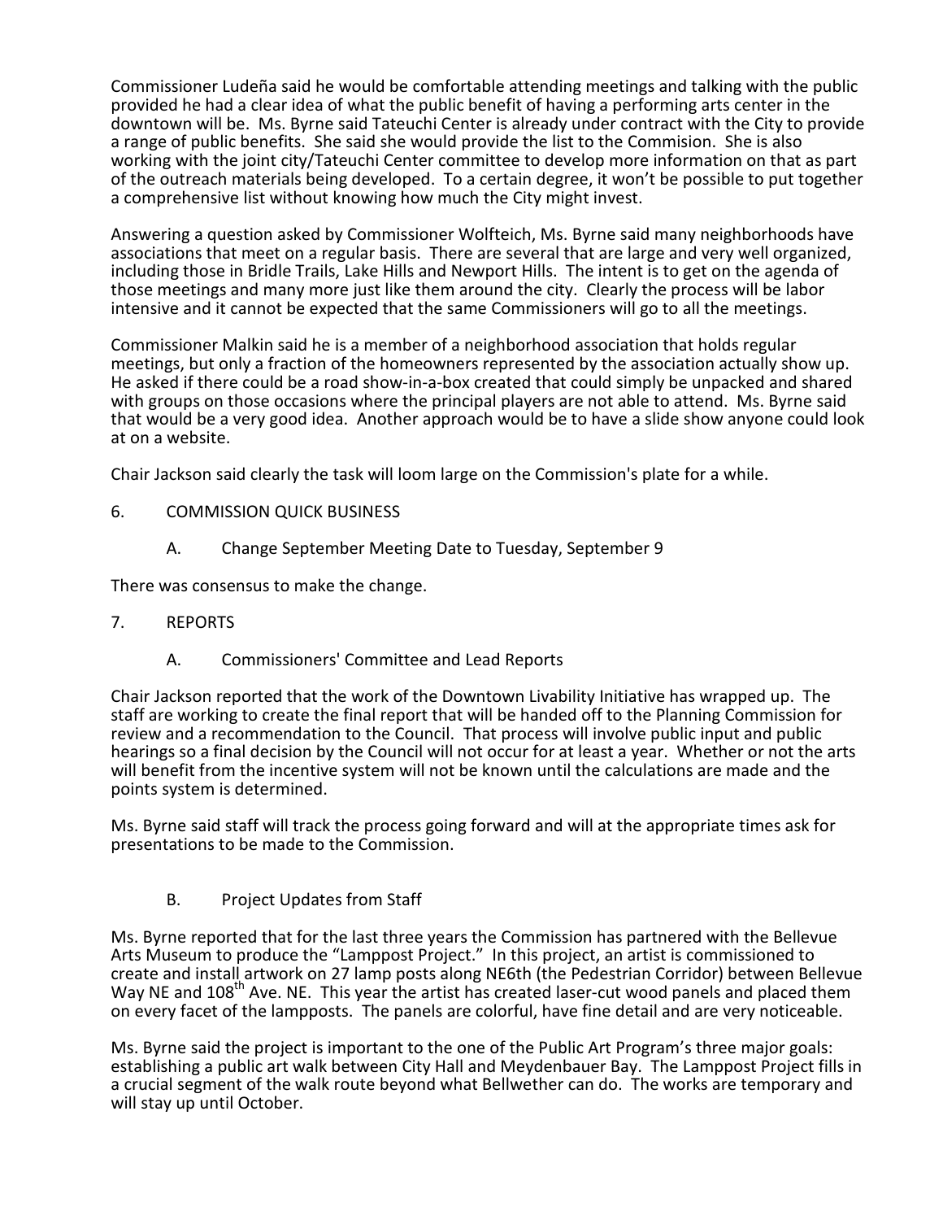Commissioner Ludeña said he would be comfortable attending meetings and talking with the public provided he had a clear idea of what the public benefit of having a performing arts center in the downtown will be. Ms. Byrne said Tateuchi Center is already under contract with the City to provide a range of public benefits. She said she would provide the list to the Commision. She is also working with the joint city/Tateuchi Center committee to develop more information on that as part of the outreach materials being developed. To a certain degree, it won't be possible to put together a comprehensive list without knowing how much the City might invest.

Answering a question asked by Commissioner Wolfteich, Ms. Byrne said many neighborhoods have associations that meet on a regular basis. There are several that are large and very well organized, including those in Bridle Trails, Lake Hills and Newport Hills. The intent is to get on the agenda of those meetings and many more just like them around the city. Clearly the process will be labor intensive and it cannot be expected that the same Commissioners will go to all the meetings.

Commissioner Malkin said he is a member of a neighborhood association that holds regular meetings, but only a fraction of the homeowners represented by the association actually show up. He asked if there could be a road show-in-a-box created that could simply be unpacked and shared with groups on those occasions where the principal players are not able to attend. Ms. Byrne said that would be a very good idea. Another approach would be to have a slide show anyone could look at on a website.

Chair Jackson said clearly the task will loom large on the Commission's plate for a while.

6. COMMISSION QUICK BUSINESS

   A. Change September Meeting Date to Tuesday, September 9

There was consensus to make the change.

7. REPORTS

   A. Commissioners' Committee and Lead Reports

Chair Jackson reported that the work of the Downtown Livability Initiative has wrapped up. The staff are working to create the final report that will be handed off to the Planning Commission for review and a recommendation to the Council. That process will involve public input and public hearings so a final decision by the Council will not occur for at least a year. Whether or not the arts will benefit from the incentive system will not be known until the calculations are made and the points system is determined.

Ms. Byrne said staff will track the process going forward and will at the appropriate times ask for presentations to be made to the Commission.

   B. Project Updates from Staff

Ms. Byrne reported that for the last three years the Commission has partnered with the Bellevue Arts Museum to produce the "Lamppost Project." In this project, an artist is commissioned to create and install artwork on 27 lamp posts along NE6th (the Pedestrian Corridor) between Bellevue Way NE and 108th Ave. NE. This year the artist has created laser-cut wood panels and placed them on every facet of the lampposts. The panels are colorful, have fine detail and are very noticeable.

Ms. Byrne said the project is important to the one of the Public Art Program's three major goals: establishing a public art walk between City Hall and Meydenbauer Bay. The Lamppost Project fills in a crucial segment of the walk route beyond what Bellwether can do. The works are temporary and will stay up until October.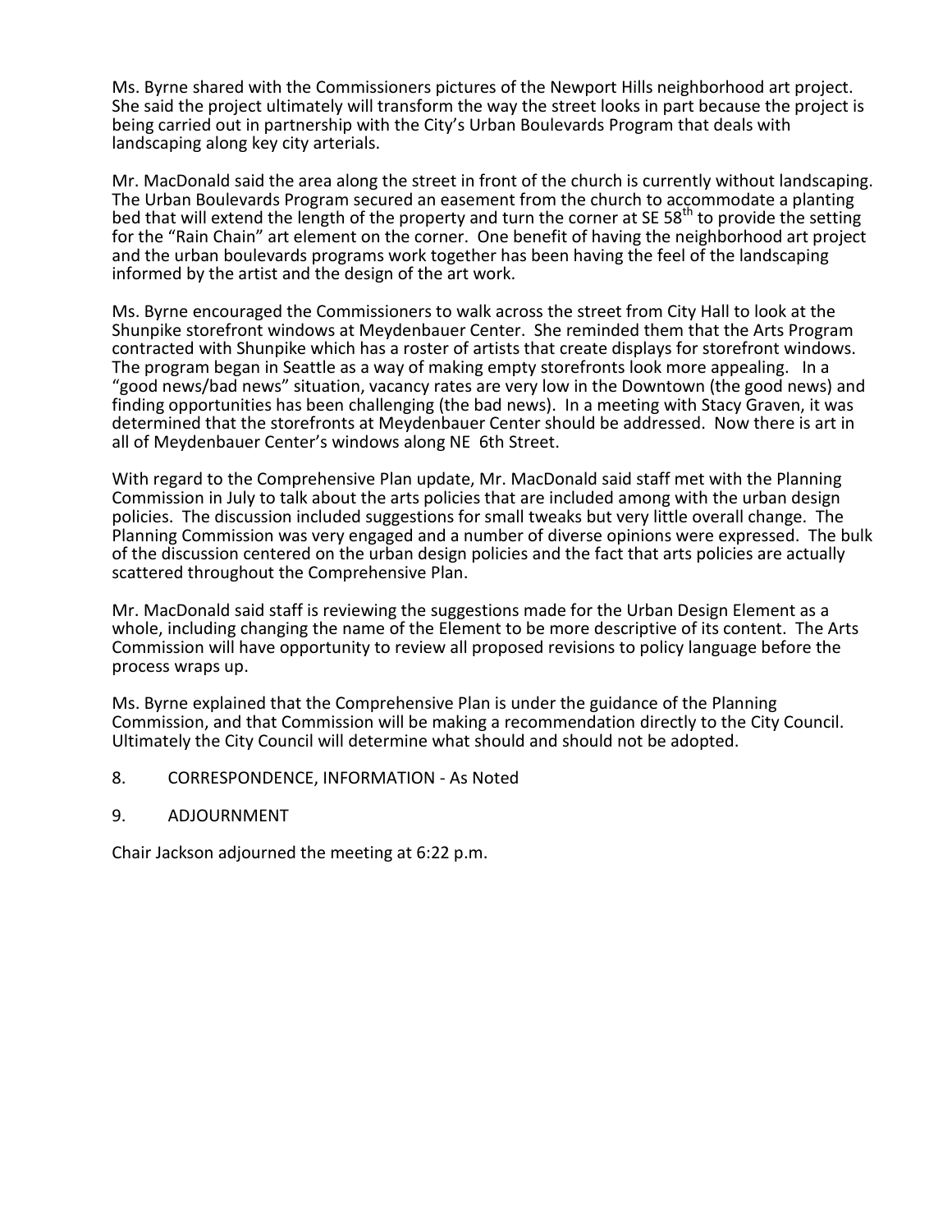Ms. Byrne shared with the Commissioners pictures of the Newport Hills neighborhood art project. She said the project ultimately will transform the way the street looks in part because the project is being carried out in partnership with the City's Urban Boulevards Program that deals with landscaping along key city arterials.

Mr. MacDonald said the area along the street in front of the church is currently without landscaping. The Urban Boulevards Program secured an easement from the church to accommodate a planting bed that will extend the length of the property and turn the corner at SE 58th to provide the setting for the "Rain Chain" art element on the corner. One benefit of having the neighborhood art project and the urban boulevards programs work together has been having the feel of the landscaping informed by the artist and the design of the art work.

Ms. Byrne encouraged the Commissioners to walk across the street from City Hall to look at the Shunpike storefront windows at Meydenbauer Center. She reminded them that the Arts Program contracted with Shunpike which has a roster of artists that create displays for storefront windows. The program began in Seattle as a way of making empty storefronts look more appealing. In a "good news/bad news" situation, vacancy rates are very low in the Downtown (the good news) and finding opportunities has been challenging (the bad news). In a meeting with Stacy Graven, it was determined that the storefronts at Meydenbauer Center should be addressed. Now there is art in all of Meydenbauer Center's windows along NE 6th Street.

With regard to the Comprehensive Plan update, Mr. MacDonald said staff met with the Planning Commission in July to talk about the arts policies that are included among with the urban design policies. The discussion included suggestions for small tweaks but very little overall change. The Planning Commission was very engaged and a number of diverse opinions were expressed. The bulk of the discussion centered on the urban design policies and the fact that arts policies are actually scattered throughout the Comprehensive Plan.

Mr. MacDonald said staff is reviewing the suggestions made for the Urban Design Element as a whole, including changing the name of the Element to be more descriptive of its content. The Arts Commission will have opportunity to review all proposed revisions to policy language before the process wraps up.

Ms. Byrne explained that the Comprehensive Plan is under the guidance of the Planning Commission, and that Commission will be making a recommendation directly to the City Council. Ultimately the City Council will determine what should and should not be adopted.

8. CORRESPONDENCE, INFORMATION - As Noted

9. ADJOURNMENT

Chair Jackson adjourned the meeting at 6:22 p.m.